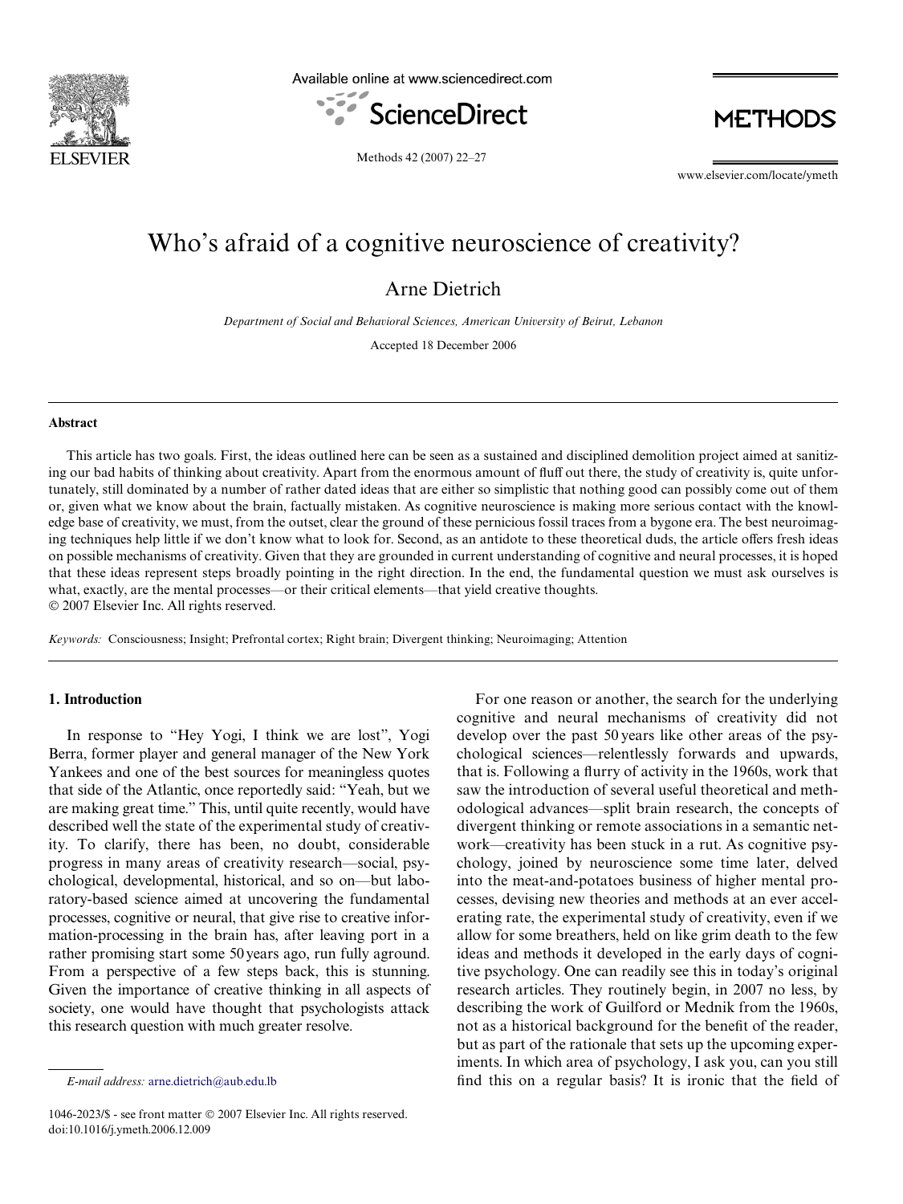# Who's afraid of a cognitive neuroscience of creativity?

Arne Dietrich

*Department of Social and Behavioral Sciences, American University of Beirut, Lebanon*

Accepted 18 December 2006

## Abstract

This article has two goals. First, the ideas outlined here can be seen as a sustained and disciplined demolition project aimed at sanitizing our bad habits of thinking about creativity. Apart from the enormous amount of fluff out there, the study of creativity is, quite unfortunately, still dominated by a number of rather dated ideas that are either so simplistic that nothing good can possibly come out of them or, given what we know about the brain, factually mistaken. As cognitive neuroscience is making more serious contact with the knowledge base of creativity, we must, from the outset, clear the ground of these pernicious fossil traces from a bygone era. The best neuroimaging techniques help little if we don't know what to look for. Second, as an antidote to these theoretical duds, the article offers fresh ideas on possible mechanisms of creativity. Given that they are grounded in current understanding of cognitive and neural processes, it is hoped that these ideas represent steps broadly pointing in the right direction. In the end, the fundamental question we must ask ourselves is what, exactly, are the mental processes—or their critical elements—that yield creative thoughts.

© 2007 Elsevier Inc. All rights reserved.

*Keywords:* Consciousness; Insight; Prefrontal cortex; Right brain; Divergent thinking; Neuroimaging; Attention

## 1. Introduction

In response to "Hey Yogi, I think we are lost", Yogi Berra, former player and general manager of the New York Yankees and one of the best sources for meaningless quotes that side of the Atlantic, once reportedly said: "Yeah, but we are making great time." This, until quite recently, would have described well the state of the experimental study of creativity. To clarify, there has been, no doubt, considerable progress in many areas of creativity research—social, psychological, developmental, historical, and so on—but laboratory-based science aimed at uncovering the fundamental processes, cognitive or neural, that give rise to creative information-processing in the brain has, after leaving port in a rather promising start some 50 years ago, run fully aground. From a perspective of a few steps back, this is stunning. Given the importance of creative thinking in all aspects of society, one would have thought that psychologists attack this research question with much greater resolve.

For one reason or another, the search for the underlying cognitive and neural mechanisms of creativity did not develop over the past 50 years like other areas of the psychological sciences—relentlessly forwards and upwards, that is. Following a flurry of activity in the 1960s, work that saw the introduction of several useful theoretical and methodological advances—split brain research, the concepts of divergent thinking or remote associations in a semantic network—creativity has been stuck in a rut. As cognitive psychology, joined by neuroscience some time later, delved into the meat-and-potatoes business of higher mental processes, devising new theories and methods at an ever accelerating rate, the experimental study of creativity, even if we allow for some breathers, held on like grim death to the few ideas and methods it developed in the early days of cognitive psychology. One can readily see this in today's original research articles. They routinely begin, in 2007 no less, by describing the work of Guilford or Mednik from the 1960s, not as a historical background for the benefit of the reader, but as part of the rationale that sets up the upcoming experiments. In which area of psychology, I ask you, can you still find this on a regular basis? It is ironic that the field of

*E-mail address:* arne.dietrich@aub.edu.lb

1046-2023/$ - see front matter © 2007 Elsevier Inc. All rights reserved.
doi:10.1016/j.ymeth.2006.12.009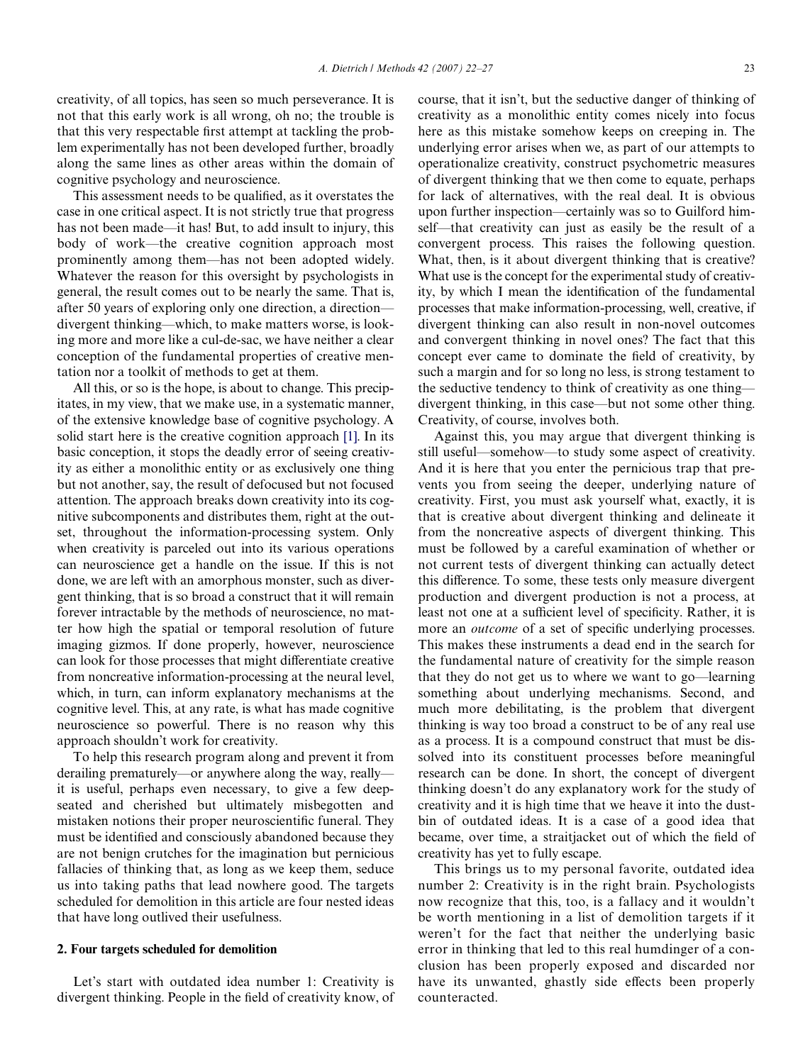creativity, of all topics, has seen so much perseverance. It is not that this early work is all wrong, oh no; the trouble is that this very respectable first attempt at tackling the problem experimentally has not been developed further, broadly along the same lines as other areas within the domain of cognitive psychology and neuroscience.

This assessment needs to be qualified, as it overstates the case in one critical aspect. It is not strictly true that progress has not been made—it has! But, to add insult to injury, this body of work—the creative cognition approach most prominently among them—has not been adopted widely. Whatever the reason for this oversight by psychologists in general, the result comes out to be nearly the same. That is, after 50 years of exploring only one direction, a direction—divergent thinking—which, to make matters worse, is looking more and more like a cul-de-sac, we have neither a clear conception of the fundamental properties of creative mentation nor a toolkit of methods to get at them.

All this, or so is the hope, is about to change. This precipitates, in my view, that we make use, in a systematic manner, of the extensive knowledge base of cognitive psychology. A solid start here is the creative cognition approach [1]. In its basic conception, it stops the deadly error of seeing creativity as either a monolithic entity or as exclusively one thing but not another, say, the result of defocused but not focused attention. The approach breaks down creativity into its cognitive subcomponents and distributes them, right at the outset, throughout the information-processing system. Only when creativity is parceled out into its various operations can neuroscience get a handle on the issue. If this is not done, we are left with an amorphous monster, such as divergent thinking, that is so broad a construct that it will remain forever intractable by the methods of neuroscience, no matter how high the spatial or temporal resolution of future imaging gizmos. If done properly, however, neuroscience can look for those processes that might differentiate creative from noncreative information-processing at the neural level, which, in turn, can inform explanatory mechanisms at the cognitive level. This, at any rate, is what has made cognitive neuroscience so powerful. There is no reason why this approach shouldn't work for creativity.

To help this research program along and prevent it from derailing prematurely—or anywhere along the way, really—it is useful, perhaps even necessary, to give a few deep-seated and cherished but ultimately misbegotten and mistaken notions their proper neuroscientific funeral. They must be identified and consciously abandoned because they are not benign crutches for the imagination but pernicious fallacies of thinking that, as long as we keep them, seduce us into taking paths that lead nowhere good. The targets scheduled for demolition in this article are four nested ideas that have long outlived their usefulness.

## 2. Four targets scheduled for demolition

Let's start with outdated idea number 1: Creativity is divergent thinking. People in the field of creativity know, of course, that it isn't, but the seductive danger of thinking of creativity as a monolithic entity comes nicely into focus here as this mistake somehow keeps on creeping in. The underlying error arises when we, as part of our attempts to operationalize creativity, construct psychometric measures of divergent thinking that we then come to equate, perhaps for lack of alternatives, with the real deal. It is obvious upon further inspection—certainly was so to Guilford himself—that creativity can just as easily be the result of a convergent process. This raises the following question. What, then, is it about divergent thinking that is creative? What use is the concept for the experimental study of creativity, by which I mean the identification of the fundamental processes that make information-processing, well, creative, if divergent thinking can also result in non-novel outcomes and convergent thinking in novel ones? The fact that this concept ever came to dominate the field of creativity, by such a margin and for so long no less, is strong testament to the seductive tendency to think of creativity as one thing—divergent thinking, in this case—but not some other thing. Creativity, of course, involves both.

Against this, you may argue that divergent thinking is still useful—somehow—to study some aspect of creativity. And it is here that you enter the pernicious trap that prevents you from seeing the deeper, underlying nature of creativity. First, you must ask yourself what, exactly, it is that is creative about divergent thinking and delineate it from the noncreative aspects of divergent thinking. This must be followed by a careful examination of whether or not current tests of divergent thinking can actually detect this difference. To some, these tests only measure divergent production and divergent production is not a process, at least not one at a sufficient level of specificity. Rather, it is more an *outcome* of a set of specific underlying processes. This makes these instruments a dead end in the search for the fundamental nature of creativity for the simple reason that they do not get us to where we want to go—learning something about underlying mechanisms. Second, and much more debilitating, is the problem that divergent thinking is way too broad a construct to be of any real use as a process. It is a compound construct that must be dissolved into its constituent processes before meaningful research can be done. In short, the concept of divergent thinking doesn't do any explanatory work for the study of creativity and it is high time that we heave it into the dustbin of outdated ideas. It is a case of a good idea that became, over time, a straitjacket out of which the field of creativity has yet to fully escape.

This brings us to my personal favorite, outdated idea number 2: Creativity is in the right brain. Psychologists now recognize that this, too, is a fallacy and it wouldn't be worth mentioning in a list of demolition targets if it weren't for the fact that neither the underlying basic error in thinking that led to this real humdinger of a conclusion has been properly exposed and discarded nor have its unwanted, ghastly side effects been properly counteracted.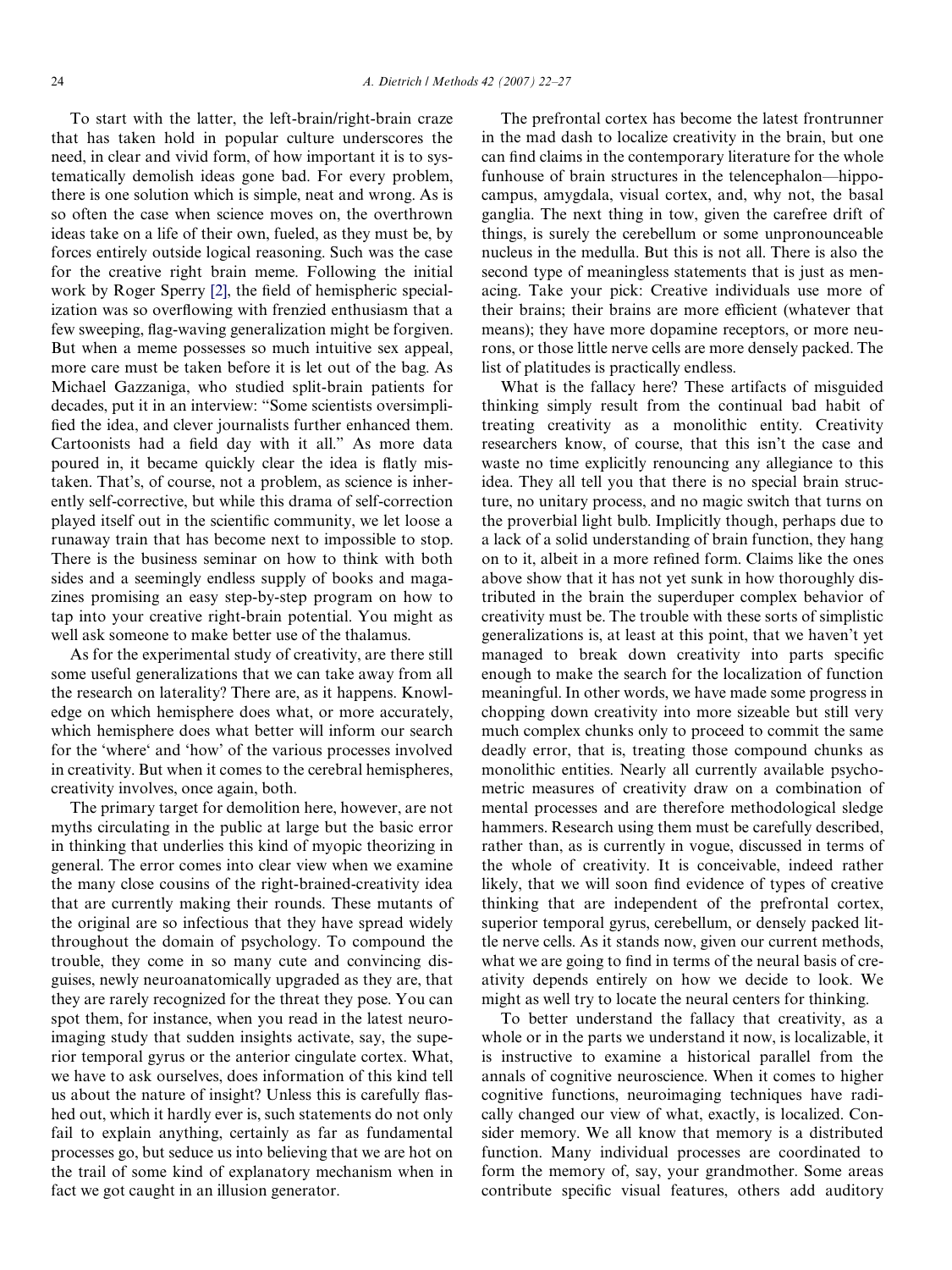To start with the latter, the left-brain/right-brain craze that has taken hold in popular culture underscores the need, in clear and vivid form, of how important it is to systematically demolish ideas gone bad. For every problem, there is one solution which is simple, neat and wrong. As is so often the case when science moves on, the overthrown ideas take on a life of their own, fueled, as they must be, by forces entirely outside logical reasoning. Such was the case for the creative right brain meme. Following the initial work by Roger Sperry [2], the field of hemispheric specialization was so overflowing with frenzied enthusiasm that a few sweeping, flag-waving generalization might be forgiven. But when a meme possesses so much intuitive sex appeal, more care must be taken before it is let out of the bag. As Michael Gazzaniga, who studied split-brain patients for decades, put it in an interview: "Some scientists oversimplified the idea, and clever journalists further enhanced them. Cartoonists had a field day with it all." As more data poured in, it became quickly clear the idea is flatly mistaken. That's, of course, not a problem, as science is inherently self-corrective, but while this drama of self-correction played itself out in the scientific community, we let loose a runaway train that has become next to impossible to stop. There is the business seminar on how to think with both sides and a seemingly endless supply of books and magazines promising an easy step-by-step program on how to tap into your creative right-brain potential. You might as well ask someone to make better use of the thalamus.

As for the experimental study of creativity, are there still some useful generalizations that we can take away from all the research on laterality? There are, as it happens. Knowledge on which hemisphere does what, or more accurately, which hemisphere does what better will inform our search for the 'where' and 'how' of the various processes involved in creativity. But when it comes to the cerebral hemispheres, creativity involves, once again, both.

The primary target for demolition here, however, are not myths circulating in the public at large but the basic error in thinking that underlies this kind of myopic theorizing in general. The error comes into clear view when we examine the many close cousins of the right-brained-creativity idea that are currently making their rounds. These mutants of the original are so infectious that they have spread widely throughout the domain of psychology. To compound the trouble, they come in so many cute and convincing disguises, newly neuroanatomically upgraded as they are, that they are rarely recognized for the threat they pose. You can spot them, for instance, when you read in the latest neuroimaging study that sudden insights activate, say, the superior temporal gyrus or the anterior cingulate cortex. What, we have to ask ourselves, does information of this kind tell us about the nature of insight? Unless this is carefully flashed out, which it hardly ever is, such statements do not only fail to explain anything, certainly as far as fundamental processes go, but seduce us into believing that we are hot on the trail of some kind of explanatory mechanism when in fact we got caught in an illusion generator.

The prefrontal cortex has become the latest frontrunner in the mad dash to localize creativity in the brain, but one can find claims in the contemporary literature for the whole funhouse of brain structures in the telencephalon—hippocampus, amygdala, visual cortex, and, why not, the basal ganglia. The next thing in tow, given the carefree drift of things, is surely the cerebellum or some unpronounceable nucleus in the medulla. But this is not all. There is also the second type of meaningless statements that is just as menacing. Take your pick: Creative individuals use more of their brains; their brains are more efficient (whatever that means); they have more dopamine receptors, or more neurons, or those little nerve cells are more densely packed. The list of platitudes is practically endless.

What is the fallacy here? These artifacts of misguided thinking simply result from the continual bad habit of treating creativity as a monolithic entity. Creativity researchers know, of course, that this isn't the case and waste no time explicitly renouncing any allegiance to this idea. They all tell you that there is no special brain structure, no unitary process, and no magic switch that turns on the proverbial light bulb. Implicitly though, perhaps due to a lack of a solid understanding of brain function, they hang on to it, albeit in a more refined form. Claims like the ones above show that it has not yet sunk in how thoroughly distributed in the brain the superduper complex behavior of creativity must be. The trouble with these sorts of simplistic generalizations is, at least at this point, that we haven't yet managed to break down creativity into parts specific enough to make the search for the localization of function meaningful. In other words, we have made some progress in chopping down creativity into more sizeable but still very much complex chunks only to proceed to commit the same deadly error, that is, treating those compound chunks as monolithic entities. Nearly all currently available psychometric measures of creativity draw on a combination of mental processes and are therefore methodological sledge hammers. Research using them must be carefully described, rather than, as is currently in vogue, discussed in terms of the whole of creativity. It is conceivable, indeed rather likely, that we will soon find evidence of types of creative thinking that are independent of the prefrontal cortex, superior temporal gyrus, cerebellum, or densely packed little nerve cells. As it stands now, given our current methods, what we are going to find in terms of the neural basis of creativity depends entirely on how we decide to look. We might as well try to locate the neural centers for thinking.

To better understand the fallacy that creativity, as a whole or in the parts we understand it now, is localizable, it is instructive to examine a historical parallel from the annals of cognitive neuroscience. When it comes to higher cognitive functions, neuroimaging techniques have radically changed our view of what, exactly, is localized. Consider memory. We all know that memory is a distributed function. Many individual processes are coordinated to form the memory of, say, your grandmother. Some areas contribute specific visual features, others add auditory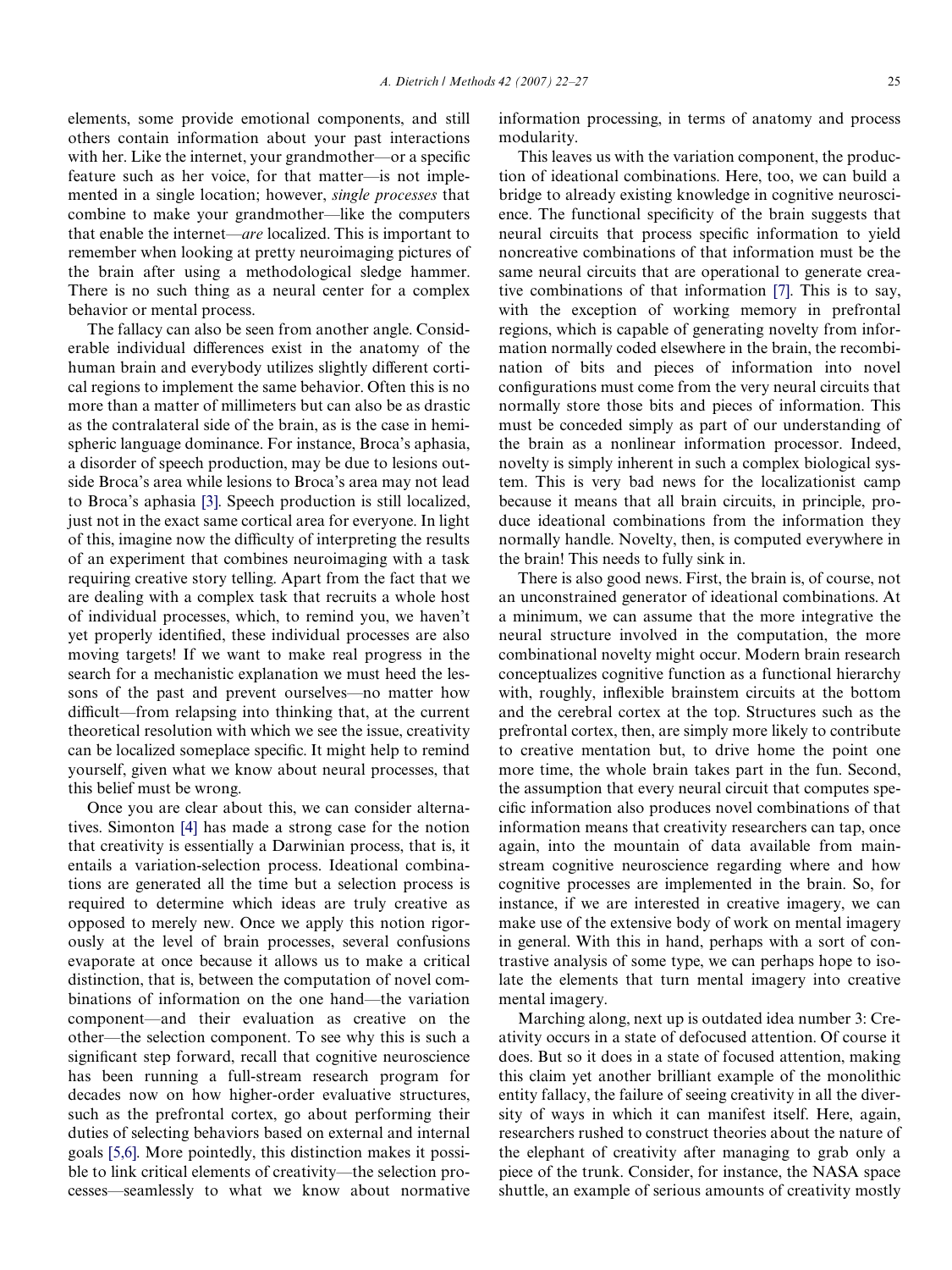elements, some provide emotional components, and still others contain information about your past interactions with her. Like the internet, your grandmother—or a specific feature such as her voice, for that matter—is not implemented in a single location; however, *single processes* that combine to make your grandmother—like the computers that enable the internet—*are* localized. This is important to remember when looking at pretty neuroimaging pictures of the brain after using a methodological sledge hammer. There is no such thing as a neural center for a complex behavior or mental process.

The fallacy can also be seen from another angle. Considerable individual differences exist in the anatomy of the human brain and everybody utilizes slightly different cortical regions to implement the same behavior. Often this is no more than a matter of millimeters but can also be as drastic as the contralateral side of the brain, as is the case in hemispheric language dominance. For instance, Broca's aphasia, a disorder of speech production, may be due to lesions outside Broca's area while lesions to Broca's area may not lead to Broca's aphasia [3]. Speech production is still localized, just not in the exact same cortical area for everyone. In light of this, imagine now the difficulty of interpreting the results of an experiment that combines neuroimaging with a task requiring creative story telling. Apart from the fact that we are dealing with a complex task that recruits a whole host of individual processes, which, to remind you, we haven't yet properly identified, these individual processes are also moving targets! If we want to make real progress in the search for a mechanistic explanation we must heed the lessons of the past and prevent ourselves—no matter how difficult—from relapsing into thinking that, at the current theoretical resolution with which we see the issue, creativity can be localized someplace specific. It might help to remind yourself, given what we know about neural processes, that this belief must be wrong.

Once you are clear about this, we can consider alternatives. Simonton [4] has made a strong case for the notion that creativity is essentially a Darwinian process, that is, it entails a variation-selection process. Ideational combinations are generated all the time but a selection process is required to determine which ideas are truly creative as opposed to merely new. Once we apply this notion rigorously at the level of brain processes, several confusions evaporate at once because it allows us to make a critical distinction, that is, between the computation of novel combinations of information on the one hand—the variation component—and their evaluation as creative on the other—the selection component. To see why this is such a significant step forward, recall that cognitive neuroscience has been running a full-stream research program for decades now on how higher-order evaluative structures, such as the prefrontal cortex, go about performing their duties of selecting behaviors based on external and internal goals [5,6]. More pointedly, this distinction makes it possible to link critical elements of creativity—the selection processes—seamlessly to what we know about normative information processing, in terms of anatomy and process modularity.

This leaves us with the variation component, the production of ideational combinations. Here, too, we can build a bridge to already existing knowledge in cognitive neuroscience. The functional specificity of the brain suggests that neural circuits that process specific information to yield noncreative combinations of that information must be the same neural circuits that are operational to generate creative combinations of that information [7]. This is to say, with the exception of working memory in prefrontal regions, which is capable of generating novelty from information normally coded elsewhere in the brain, the recombination of bits and pieces of information into novel configurations must come from the very neural circuits that normally store those bits and pieces of information. This must be conceded simply as part of our understanding of the brain as a nonlinear information processor. Indeed, novelty is simply inherent in such a complex biological system. This is very bad news for the localizationist camp because it means that all brain circuits, in principle, produce ideational combinations from the information they normally handle. Novelty, then, is computed everywhere in the brain! This needs to fully sink in.

There is also good news. First, the brain is, of course, not an unconstrained generator of ideational combinations. At a minimum, we can assume that the more integrative the neural structure involved in the computation, the more combinational novelty might occur. Modern brain research conceptualizes cognitive function as a functional hierarchy with, roughly, inflexible brainstem circuits at the bottom and the cerebral cortex at the top. Structures such as the prefrontal cortex, then, are simply more likely to contribute to creative mentation but, to drive home the point one more time, the whole brain takes part in the fun. Second, the assumption that every neural circuit that computes specific information also produces novel combinations of that information means that creativity researchers can tap, once again, into the mountain of data available from mainstream cognitive neuroscience regarding where and how cognitive processes are implemented in the brain. So, for instance, if we are interested in creative imagery, we can make use of the extensive body of work on mental imagery in general. With this in hand, perhaps with a sort of contrastive analysis of some type, we can perhaps hope to isolate the elements that turn mental imagery into creative mental imagery.

Marching along, next up is outdated idea number 3: Creativity occurs in a state of defocused attention. Of course it does. But so it does in a state of focused attention, making this claim yet another brilliant example of the monolithic entity fallacy, the failure of seeing creativity in all the diversity of ways in which it can manifest itself. Here, again, researchers rushed to construct theories about the nature of the elephant of creativity after managing to grab only a piece of the trunk. Consider, for instance, the NASA space shuttle, an example of serious amounts of creativity mostly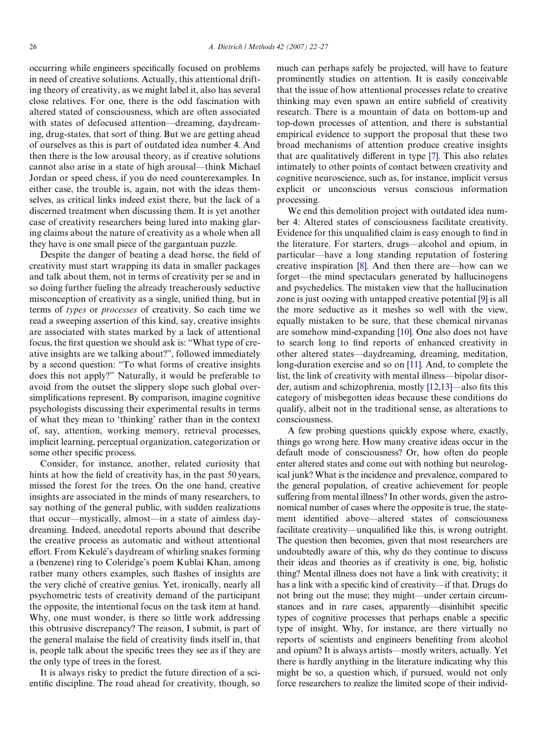occurring while engineers specifically focused on problems in need of creative solutions. Actually, this attentional drifting theory of creativity, as we might label it, also has several close relatives. For one, there is the odd fascination with altered stated of consciousness, which are often associated with states of defocused attention—dreaming, daydreaming, drug-states, that sort of thing. But we are getting ahead of ourselves as this is part of outdated idea number 4. And then there is the low arousal theory, as if creative solutions cannot also arise in a state of high arousal—think Michael Jordan or speed chess, if you do need counterexamples. In either case, the trouble is, again, not with the ideas themselves, as critical links indeed exist there, but the lack of a discerned treatment when discussing them. It is yet another case of creativity researchers being lured into making glaring claims about the nature of creativity as a whole when all they have is one small piece of the gargantuan puzzle.

Despite the danger of beating a dead horse, the field of creativity must start wrapping its data in smaller packages and talk about them, not in terms of creativity per se and in so doing further fueling the already treacherously seductive misconception of creativity as a single, unified thing, but in terms of *types* or *processes* of creativity. So each time we read a sweeping assertion of this kind, say, creative insights are associated with states marked by a lack of attentional focus, the first question we should ask is: "What type of creative insights are we talking about?", followed immediately by a second question: "To what forms of creative insights does this not apply?" Naturally, it would be preferable to avoid from the outset the slippery slope such global oversimplifications represent. By comparison, imagine cognitive psychologists discussing their experimental results in terms of what they mean to 'thinking' rather than in the context of, say, attention, working memory, retrieval processes, implicit learning, perceptual organization, categorization or some other specific process.

Consider, for instance, another, related curiosity that hints at how the field of creativity has, in the past 50 years, missed the forest for the trees. On the one hand, creative insights are associated in the minds of many researchers, to say nothing of the general public, with sudden realizations that occur—mystically, almost—in a state of aimless daydreaming. Indeed, anecdotal reports abound that describe the creative process as automatic and without attentional effort. From Kekulé's daydream of whirling snakes forming a (benzene) ring to Coleridge's poem Kublai Khan, among rather many others examples, such flashes of insights are the very cliché of creative genius. Yet, ironically, nearly all psychometric tests of creativity demand of the participant the opposite, the intentional focus on the task item at hand. Why, one must wonder, is there so little work addressing this obtrusive discrepancy? The reason, I submit, is part of the general malaise the field of creativity finds itself in, that is, people talk about the specific trees they see as if they are the only type of trees in the forest.

It is always risky to predict the future direction of a scientific discipline. The road ahead for creativity, though, so much can perhaps safely be projected, will have to feature prominently studies on attention. It is easily conceivable that the issue of how attentional processes relate to creative thinking may even spawn an entire subfield of creativity research. There is a mountain of data on bottom-up and top-down processes of attention, and there is substantial empirical evidence to support the proposal that these two broad mechanisms of attention produce creative insights that are qualitatively different in type [7]. This also relates intimately to other points of contact between creativity and cognitive neuroscience, such as, for instance, implicit versus explicit or unconscious versus conscious information processing.

We end this demolition project with outdated idea number 4: Altered states of consciousness facilitate creativity. Evidence for this unqualified claim is easy enough to find in the literature. For starters, drugs—alcohol and opium, in particular—have a long standing reputation of fostering creative inspiration [8]. And then there are—how can we forget—the mind spectaculars generated by hallucinogens and psychedelics. The mistaken view that the hallucination zone is just oozing with untapped creative potential [9] is all the more seductive as it meshes so well with the view, equally mistaken to be sure, that these chemical nirvanas are somehow mind-expanding [10]. One also does not have to search long to find reports of enhanced creativity in other altered states—daydreaming, dreaming, meditation, long-duration exercise and so on [11]. And, to complete the list, the link of creativity with mental illness—bipolar disorder, autism and schizophrenia, mostly [12,13]—also fits this category of misbegotten ideas because these conditions do qualify, albeit not in the traditional sense, as alterations to consciousness.

A few probing questions quickly expose where, exactly, things go wrong here. How many creative ideas occur in the default mode of consciousness? Or, how often do people enter altered states and come out with nothing but neurological junk? What is the incidence and prevalence, compared to the general population, of creative achievement for people suffering from mental illness? In other words, given the astronomical number of cases where the opposite is true, the statement identified above—altered states of consciousness facilitate creativity—unqualified like this, is wrong outright. The question then becomes, given that most researchers are undoubtedly aware of this, why do they continue to discuss their ideas and theories as if creativity is one, big, holistic thing? Mental illness does not have a link with creativity; it has a link with a specific kind of creativity—if that. Drugs do not bring out the muse; they might—under certain circumstances and in rare cases, apparently—disinhibit specific types of cognitive processes that perhaps enable a specific type of insight. Why, for instance, are there virtually no reports of scientists and engineers benefiting from alcohol and opium? It is always artists—mostly writers, actually. Yet there is hardly anything in the literature indicating why this might be so, a question which, if pursued, would not only force researchers to realize the limited scope of their individ-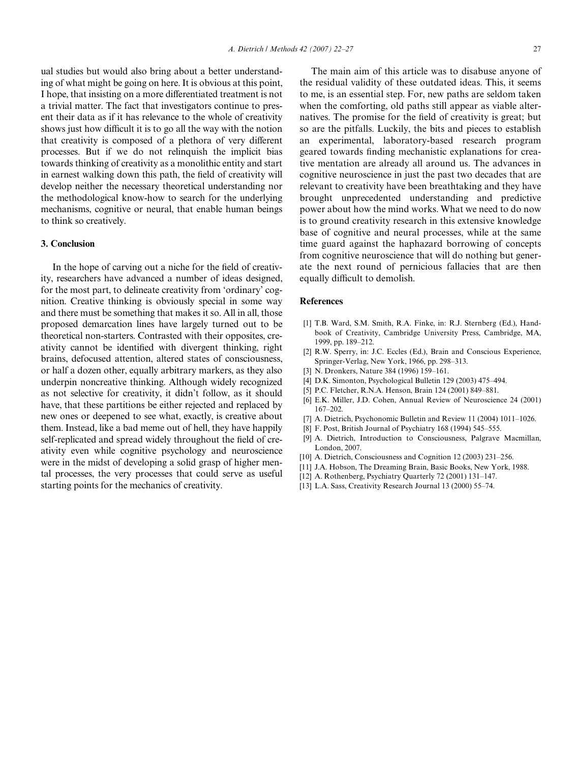ual studies but would also bring about a better understanding of what might be going on here. It is obvious at this point, I hope, that insisting on a more differentiated treatment is not a trivial matter. The fact that investigators continue to present their data as if it has relevance to the whole of creativity shows just how difficult it is to go all the way with the notion that creativity is composed of a plethora of very different processes. But if we do not relinquish the implicit bias towards thinking of creativity as a monolithic entity and start in earnest walking down this path, the field of creativity will develop neither the necessary theoretical understanding nor the methodological know-how to search for the underlying mechanisms, cognitive or neural, that enable human beings to think so creatively.

## 3. Conclusion

In the hope of carving out a niche for the field of creativity, researchers have advanced a number of ideas designed, for the most part, to delineate creativity from 'ordinary' cognition. Creative thinking is obviously special in some way and there must be something that makes it so. All in all, those proposed demarcation lines have largely turned out to be theoretical non-starters. Contrasted with their opposites, creativity cannot be identified with divergent thinking, right brains, defocused attention, altered states of consciousness, or half a dozen other, equally arbitrary markers, as they also underpin noncreative thinking. Although widely recognized as not selective for creativity, it didn't follow, as it should have, that these partitions be either rejected and replaced by new ones or deepened to see what, exactly, is creative about them. Instead, like a bad meme out of hell, they have happily self-replicated and spread widely throughout the field of creativity even while cognitive psychology and neuroscience were in the midst of developing a solid grasp of higher mental processes, the very processes that could serve as useful starting points for the mechanics of creativity.

The main aim of this article was to disabuse anyone of the residual validity of these outdated ideas. This, it seems to me, is an essential step. For, new paths are seldom taken when the comforting, old paths still appear as viable alternatives. The promise for the field of creativity is great; but so are the pitfalls. Luckily, the bits and pieces to establish an experimental, laboratory-based research program geared towards finding mechanistic explanations for creative mentation are already all around us. The advances in cognitive neuroscience in just the past two decades that are relevant to creativity have been breathtaking and they have brought unprecedented understanding and predictive power about how the mind works. What we need to do now is to ground creativity research in this extensive knowledge base of cognitive and neural processes, while at the same time guard against the haphazard borrowing of concepts from cognitive neuroscience that will do nothing but generate the next round of pernicious fallacies that are then equally difficult to demolish.

## References

[1] T.B. Ward, S.M. Smith, R.A. Finke, in: R.J. Sternberg (Ed.), Handbook of Creativity, Cambridge University Press, Cambridge, MA, 1999, pp. 189–212.

[2] R.W. Sperry, in: J.C. Eccles (Ed.), Brain and Conscious Experience, Springer-Verlag, New York, 1966, pp. 298–313.

[3] N. Dronkers, Nature 384 (1996) 159–161.

[4] D.K. Simonton, Psychological Bulletin 129 (2003) 475–494.

[5] P.C. Fletcher, R.N.A. Henson, Brain 124 (2001) 849–881.

[6] E.K. Miller, J.D. Cohen, Annual Review of Neuroscience 24 (2001) 167–202.

[7] A. Dietrich, Psychonomic Bulletin and Review 11 (2004) 1011–1026.

[8] F. Post, British Journal of Psychiatry 168 (1994) 545–555.

[9] A. Dietrich, Introduction to Consciousness, Palgrave Macmillan, London, 2007.

[10] A. Dietrich, Consciousness and Cognition 12 (2003) 231–256.

[11] J.A. Hobson, The Dreaming Brain, Basic Books, New York, 1988.

[12] A. Rothenberg, Psychiatry Quarterly 72 (2001) 131–147.

[13] L.A. Sass, Creativity Research Journal 13 (2000) 55–74.